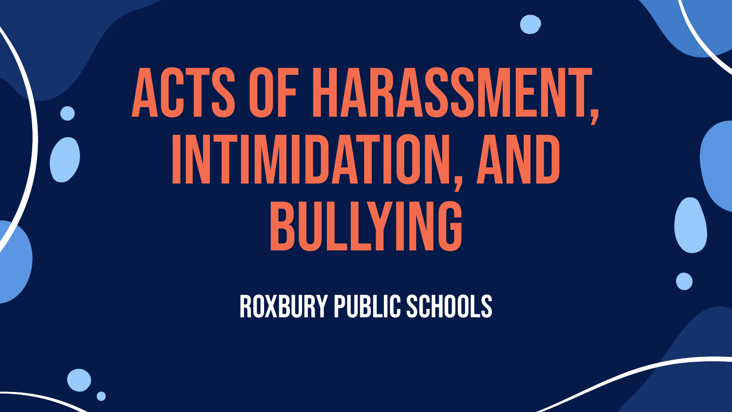# ACTS OF HARASSMENT, INTIMIDATION, AND BULLYING

## ROXBURY PUBLIC SCHOOLS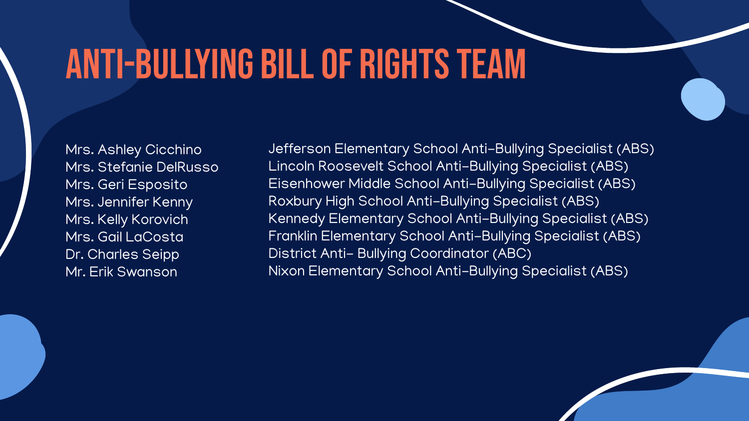# ANTI-BULLYING BILL OF RIGHTS TEAM

| | |
|---|---|
| Mrs. Ashley Cicchino | Jefferson Elementary School Anti-Bullying Specialist (ABS) |
| Mrs. Stefanie DelRusso | Lincoln Roosevelt School Anti-Bullying Specialist (ABS) |
| Mrs. Geri Esposito | Eisenhower Middle School Anti-Bullying Specialist (ABS) |
| Mrs. Jennifer Kenny | Roxbury High School Anti-Bullying Specialist (ABS) |
| Mrs. Kelly Korovich | Kennedy Elementary School Anti-Bullying Specialist (ABS) |
| Mrs. Gail LaCosta | Franklin Elementary School Anti-Bullying Specialist (ABS) |
| Dr. Charles Seipp | District Anti- Bullying Coordinator (ABC) |
| Mr. Erik Swanson | Nixon Elementary School Anti-Bullying Specialist (ABS) |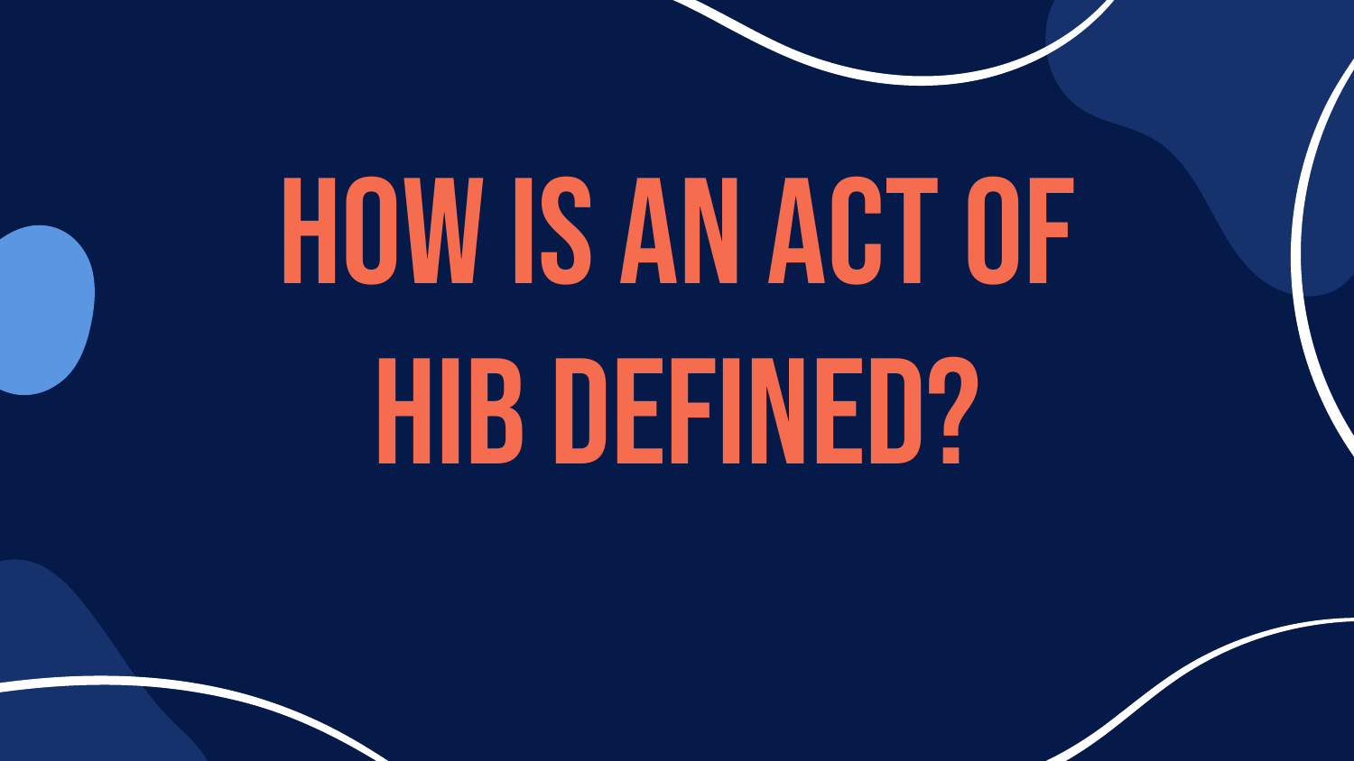# HOW IS AN ACT OF HIB DEFINED?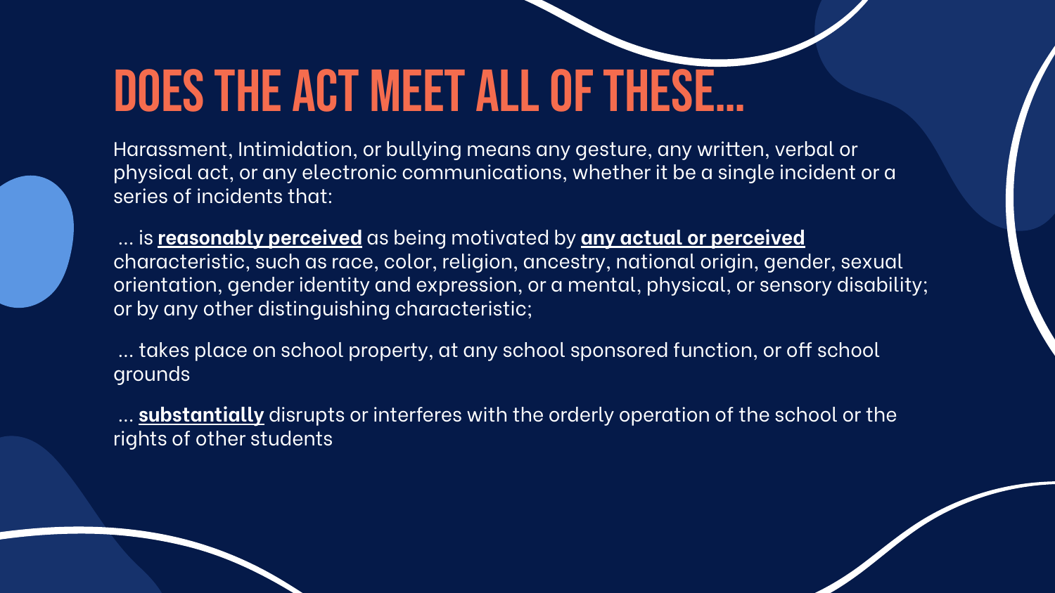# DOES THE ACT MEET ALL OF THESE...

Harassment, Intimidation, or bullying means any gesture, any written, verbal or physical act, or any electronic communications, whether it be a single incident or a series of incidents that:

... is **reasonably perceived** as being motivated by **any actual or perceived** characteristic, such as race, color, religion, ancestry, national origin, gender, sexual orientation, gender identity and expression, or a mental, physical, or sensory disability; or by any other distinguishing characteristic;

... takes place on school property, at any school sponsored function, or off school grounds

... **substantially** disrupts or interferes with the orderly operation of the school or the rights of other students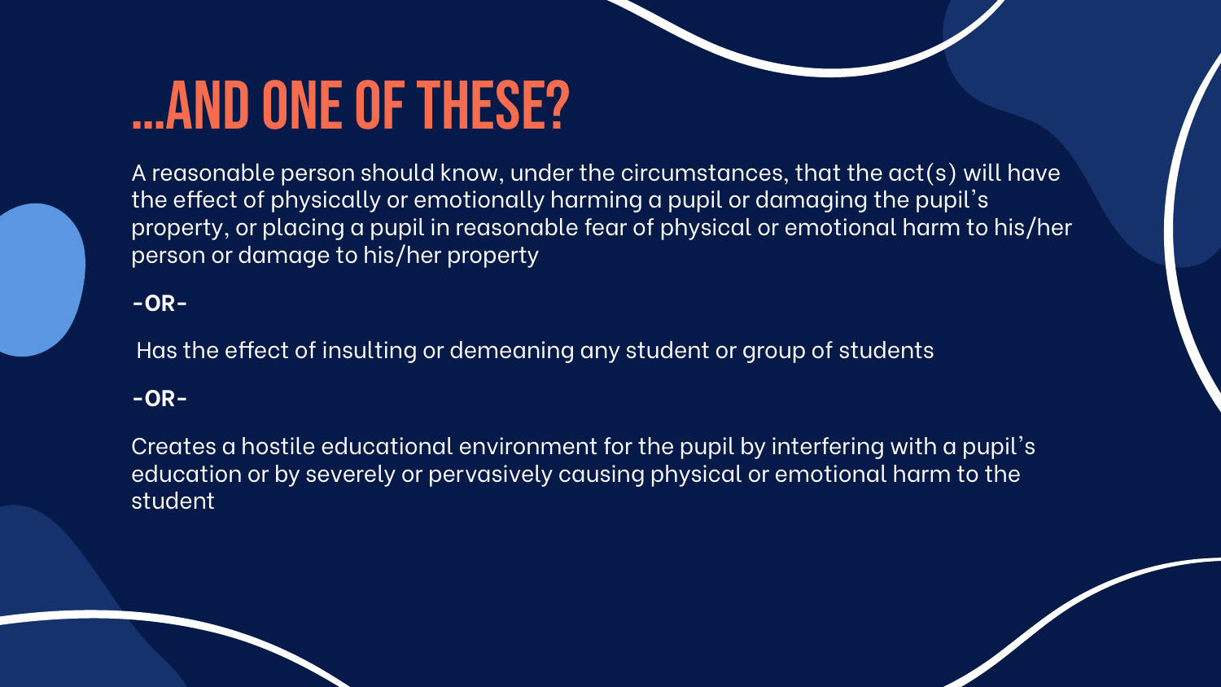# ...AND ONE OF THESE?

A reasonable person should know, under the circumstances, that the act(s) will have the effect of physically or emotionally harming a pupil or damaging the pupil's property, or placing a pupil in reasonable fear of physical or emotional harm to his/her person or damage to his/her property

**-OR-**

Has the effect of insulting or demeaning any student or group of students

**-OR-**

Creates a hostile educational environment for the pupil by interfering with a pupil's education or by severely or pervasively causing physical or emotional harm to the student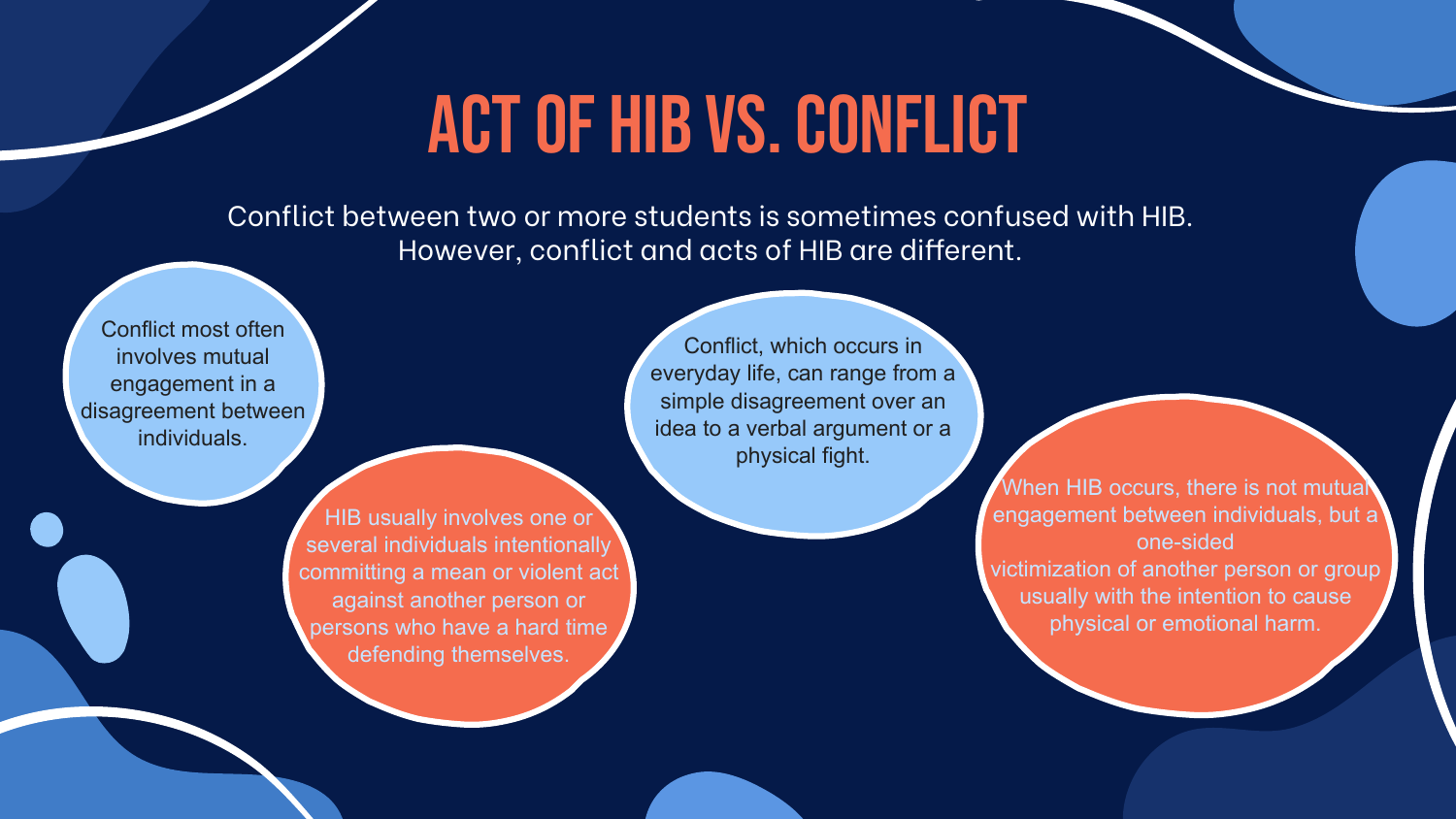# ACT OF HIB VS. CONFLICT

Conflict between two or more students is sometimes confused with HIB. However, conflict and acts of HIB are different.

Conflict most often involves mutual engagement in a disagreement between individuals.

HIB usually involves one or several individuals intentionally committing a mean or violent act against another person or persons who have a hard time defending themselves.

Conflict, which occurs in everyday life, can range from a simple disagreement over an idea to a verbal argument or a physical fight.

When HIB occurs, there is not mutual engagement between individuals, but a one-sided victimization of another person or group usually with the intention to cause physical or emotional harm.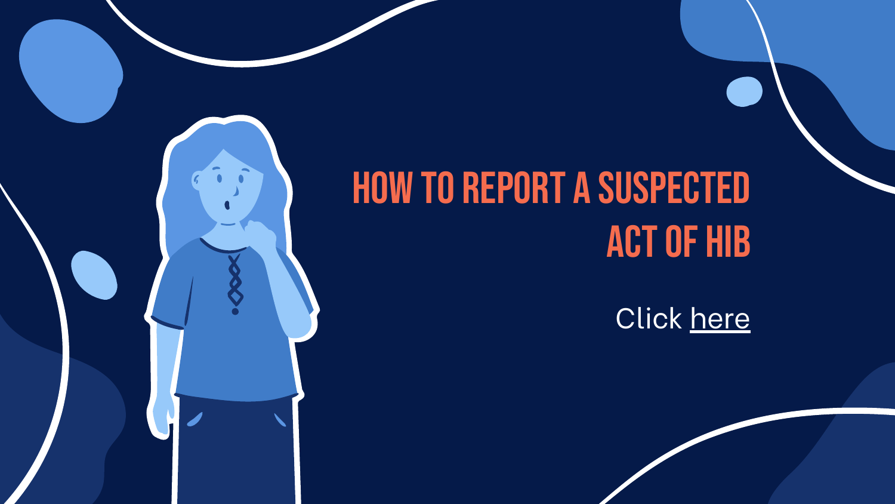# HOW TO REPORT A SUSPECTED ACT OF HIB

Click here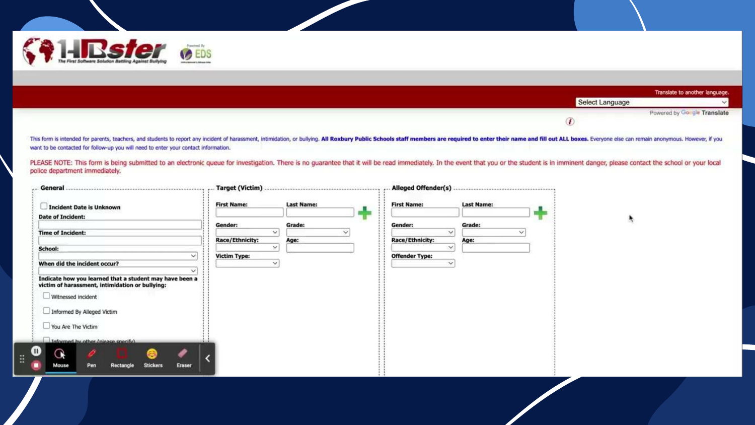HIBster

The First Software Solution Battling Against Bullying

Powered By EDS

Translate to another language.

Select Language

Powered by Google Translate

This form is intended for parents, teachers, and students to report any incident of harassment, intimidation, or bullying. **All Roxbury Public Schools staff members are required to enter their name and fill out ALL boxes.** Everyone else can remain anonymous. However, if you want to be contacted for follow-up you will need to enter your contact information.

PLEASE NOTE: This form is being submitted to an electronic queue for investigation. There is no guarantee that it will be read immediately. In the event that you or the student is in imminent danger, please contact the school or your local police department immediately.

**General**

- Incident Date is Unknown
- Date of Incident:
- Time of Incident:
- School:
- When did the incident occur?
- Indicate how you learned that a student may have been a victim of harassment, intimidation or bullying:
  - Witnessed incident
  - Informed By Alleged Victim
  - You Are The Victim
  - Informed by other (please specify)

**Target (Victim)**

- First Name:
- Last Name:
- Gender:
- Grade:
- Race/Ethnicity:
- Age:
- Victim Type:

**Alleged Offender(s)**

- First Name:
- Last Name:
- Gender:
- Grade:
- Race/Ethnicity:
- Age:
- Offender Type:

Mouse Pen Rectangle Stickers Eraser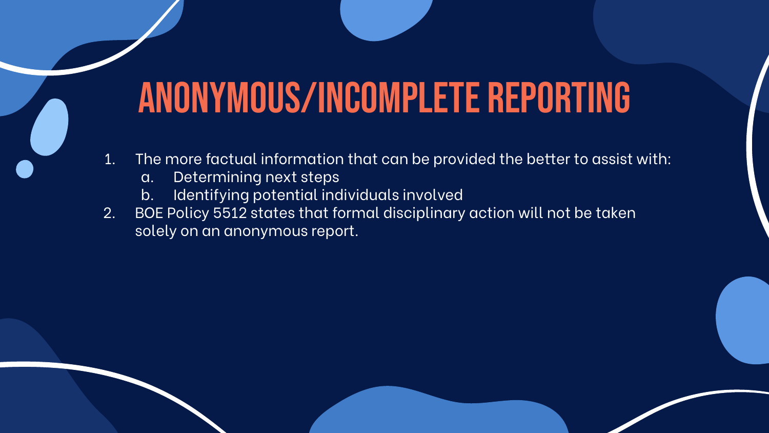# ANONYMOUS/INCOMPLETE REPORTING

1. The more factual information that can be provided the better to assist with:
   a. Determining next steps
   b. Identifying potential individuals involved
2. BOE Policy 5512 states that formal disciplinary action will not be taken solely on an anonymous report.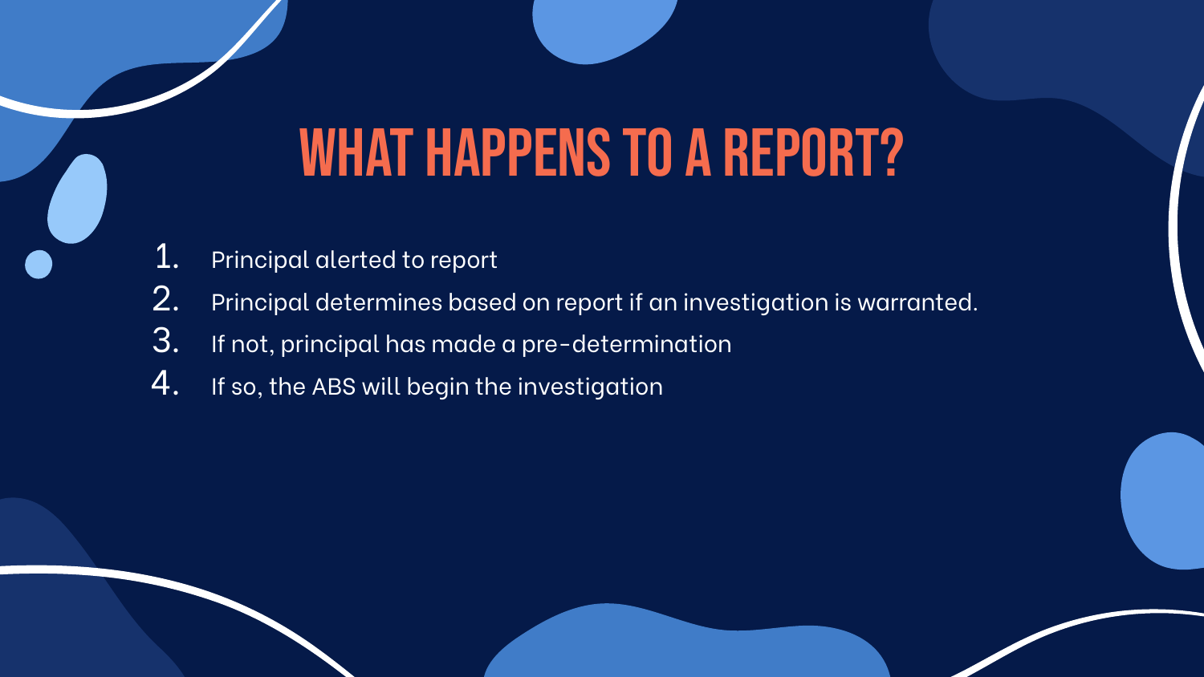# WHAT HAPPENS TO A REPORT?

1. Principal alerted to report
2. Principal determines based on report if an investigation is warranted.
3. If not, principal has made a pre-determination
4. If so, the ABS will begin the investigation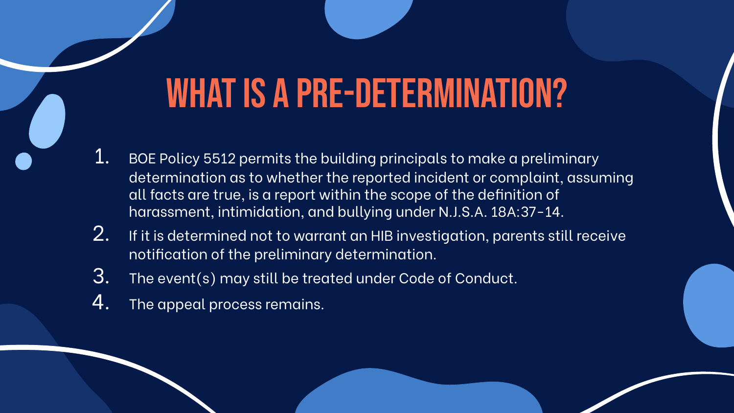# WHAT IS A PRE-DETERMINATION?

1. BOE Policy 5512 permits the building principals to make a preliminary determination as to whether the reported incident or complaint, assuming all facts are true, is a report within the scope of the definition of harassment, intimidation, and bullying under N.J.S.A. 18A:37-14.
2. If it is determined not to warrant an HIB investigation, parents still receive notification of the preliminary determination.
3. The event(s) may still be treated under Code of Conduct.
4. The appeal process remains.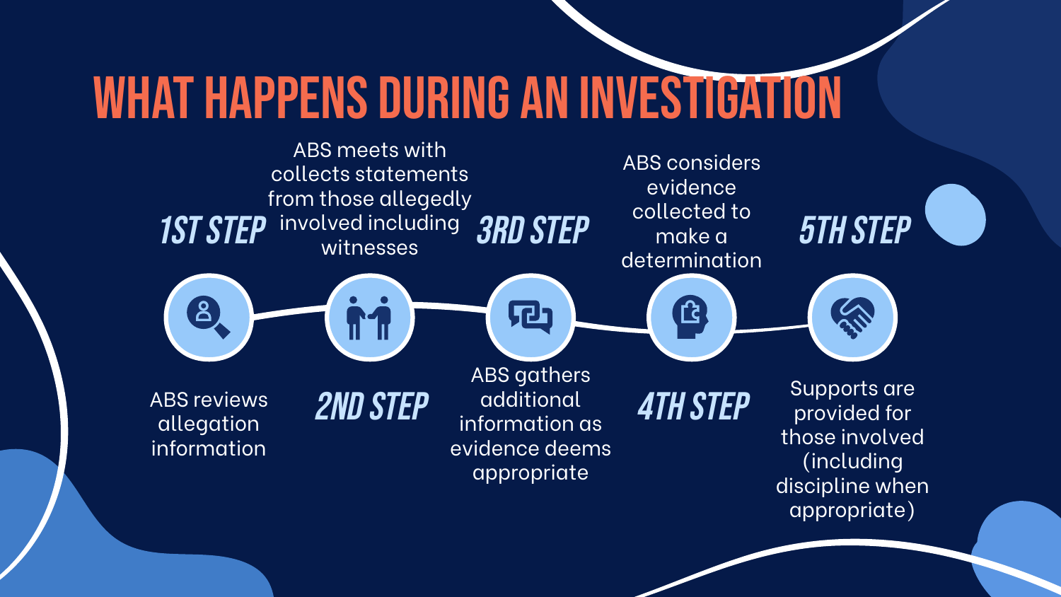# WHAT HAPPENS DURING AN INVESTIGATION

**1ST STEP**

ABS reviews allegation information

**2ND STEP**

ABS meets with collects statements from those allegedly involved including witnesses

**3RD STEP**

ABS gathers additional information as evidence deems appropriate

**4TH STEP**

ABS considers evidence collected to make a determination

**5TH STEP**

Supports are provided for those involved (including discipline when appropriate)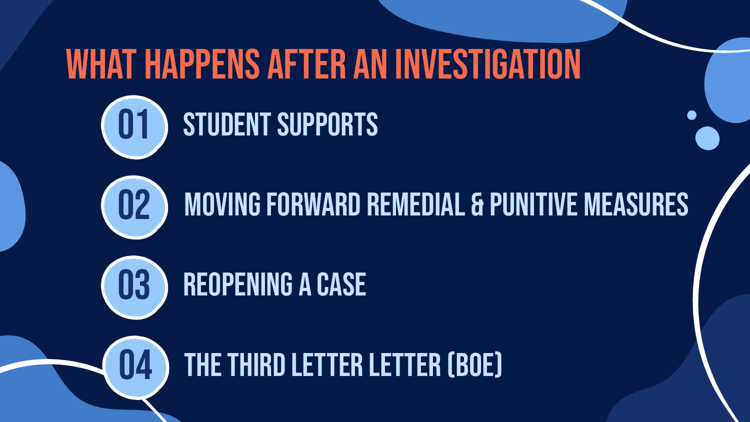# WHAT HAPPENS AFTER AN INVESTIGATION

01 STUDENT SUPPORTS

02 MOVING FORWARD REMEDIAL & PUNITIVE MEASURES

03 REOPENING A CASE

04 THE THIRD LETTER LETTER (BOE)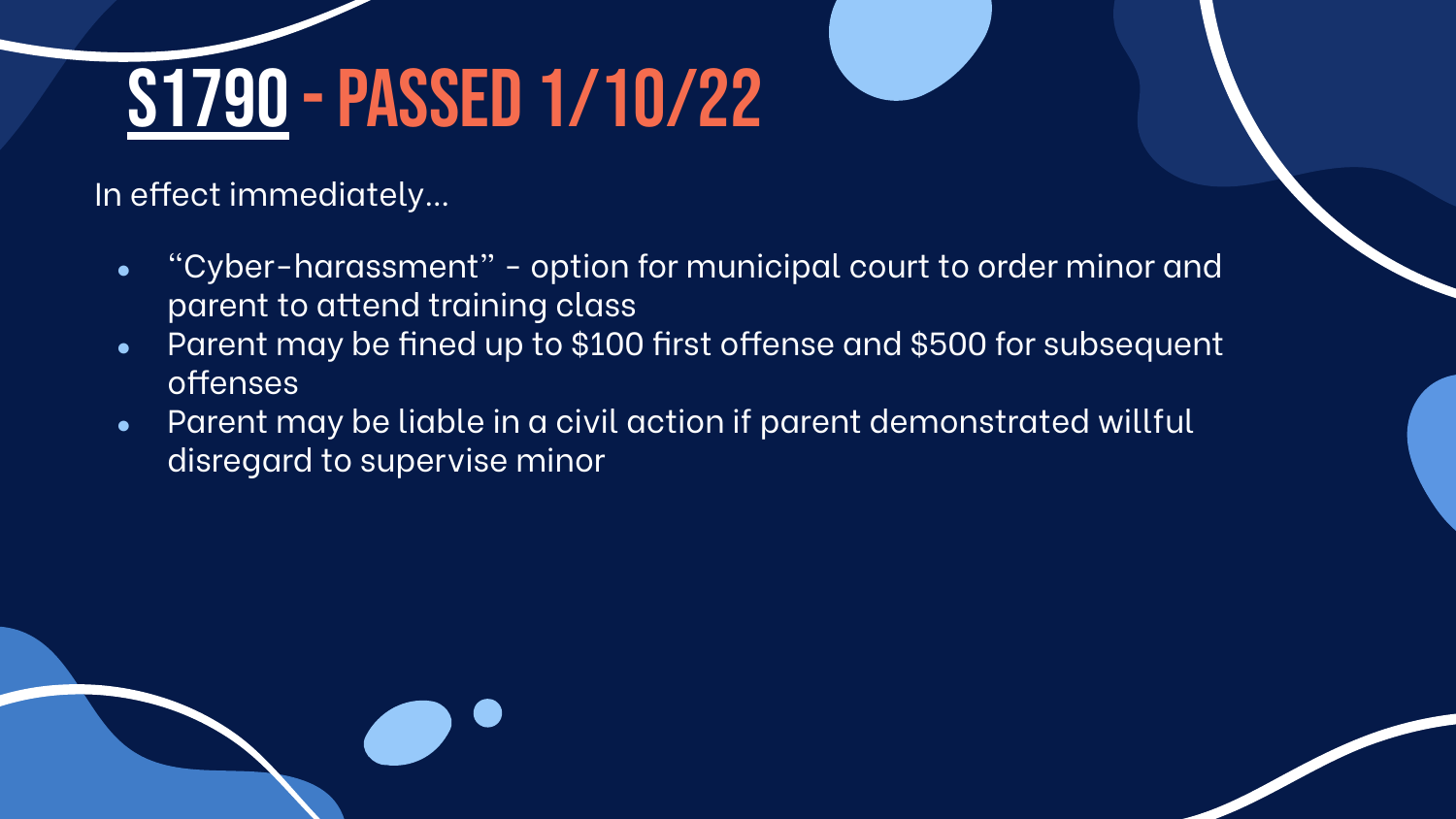# S1790 - PASSED 1/10/22

In effect immediately...

- “Cyber-harassment” - option for municipal court to order minor and parent to attend training class
- Parent may be fined up to $100 first offense and $500 for subsequent offenses
- Parent may be liable in a civil action if parent demonstrated willful disregard to supervise minor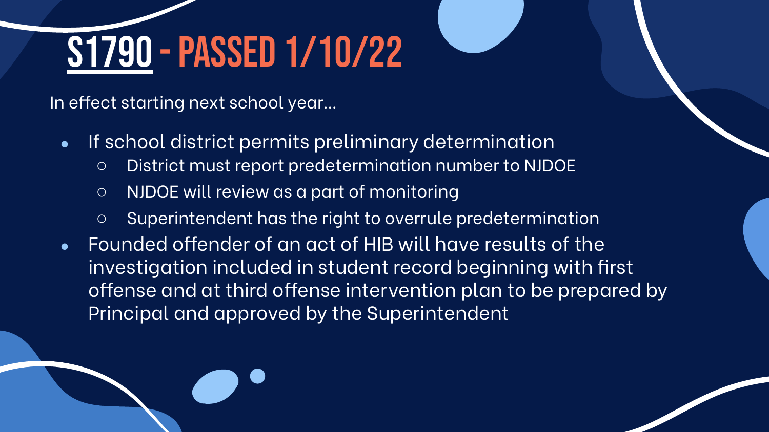# S1790 - PASSED 1/10/22

In effect starting next school year...

- If school district permits preliminary determination
  - District must report predetermination number to NJDOE
  - NJDOE will review as a part of monitoring
  - Superintendent has the right to overrule predetermination
- Founded offender of an act of HIB will have results of the investigation included in student record beginning with first offense and at third offense intervention plan to be prepared by Principal and approved by the Superintendent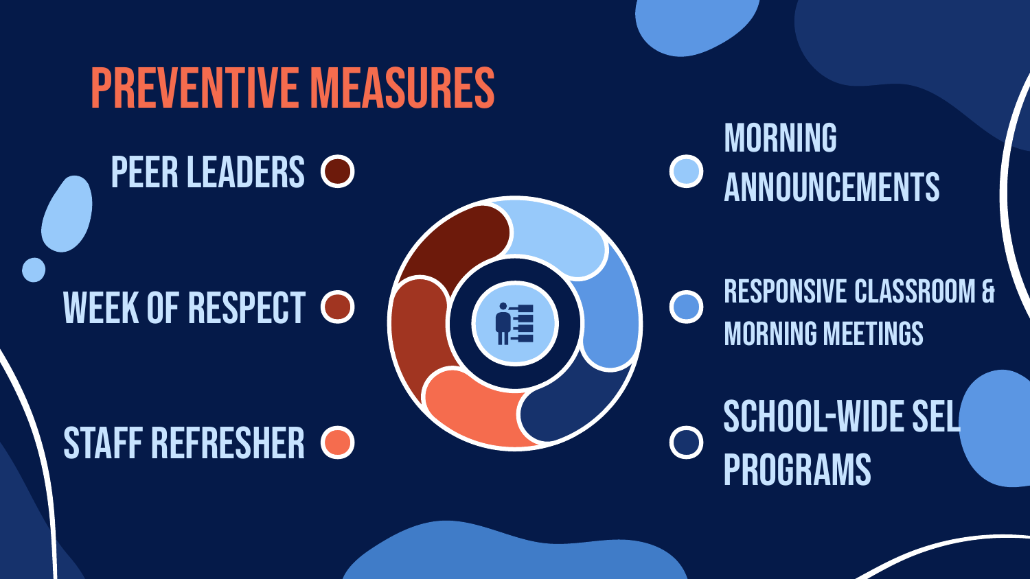# PREVENTIVE MEASURES

- PEER LEADERS
- WEEK OF RESPECT
- STAFF REFRESHER
- MORNING ANNOUNCEMENTS
- RESPONSIVE CLASSROOM & MORNING MEETINGS
- SCHOOL-WIDE SEL PROGRAMS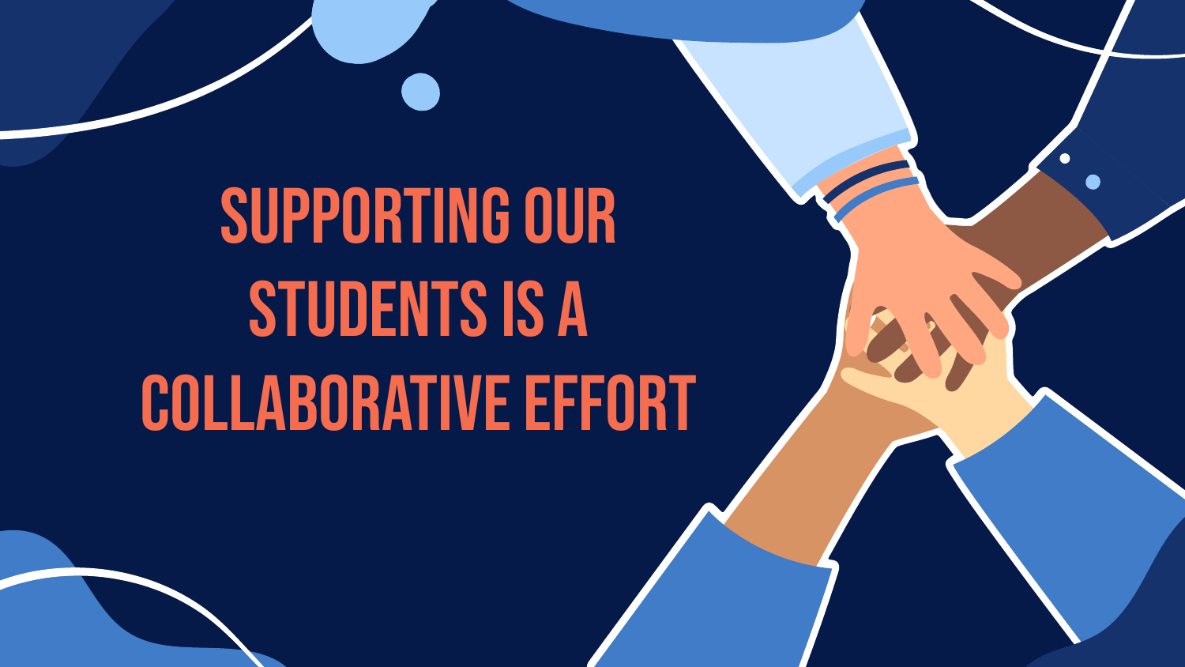# SUPPORTING OUR STUDENTS IS A COLLABORATIVE EFFORT